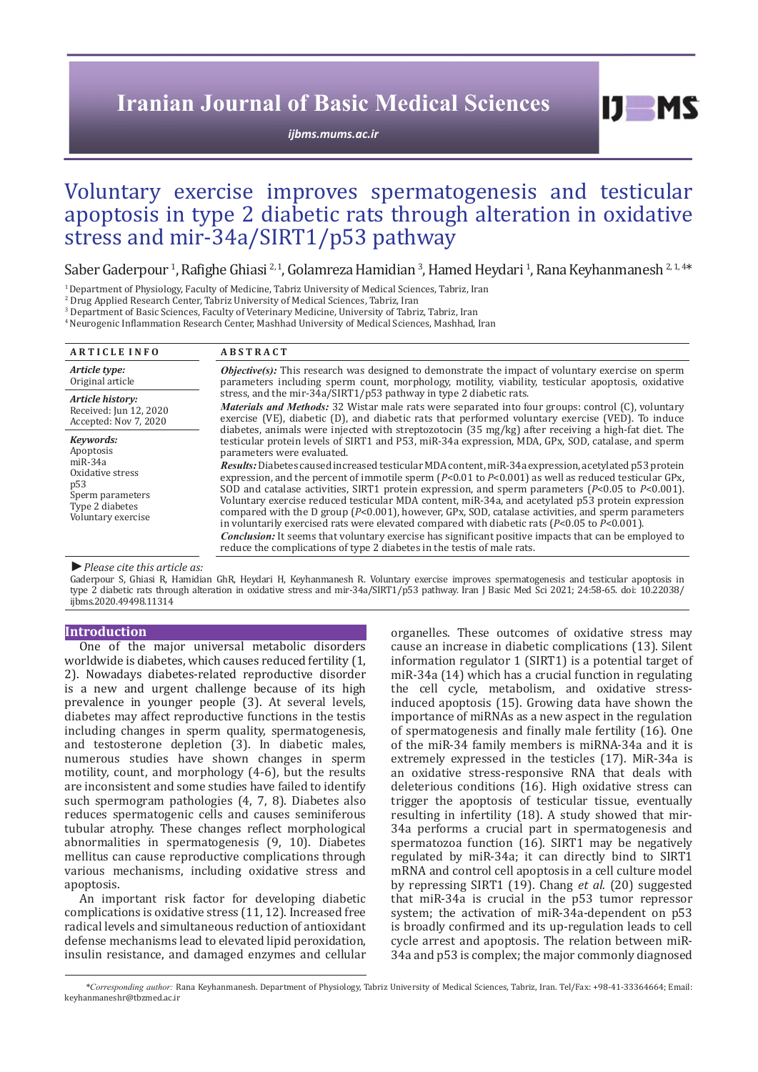Iranian Journal of Basic Medical Sciences

ijbms.mums.ac.ir

# Voluntary exercise improves spermatogenesis and testicular apoptosis in type 2 diabetic rats through alteration in oxidative stress and mir-34a/SIRT1/p53 pathway

Saber Gaderpour [1], Rafighe Ghiasi [2, 1], Golamreza Hamidian [3], Hamed Heydari [1], Rana Keyhanmanesh [2, 1, 4]*

[1] Department of Physiology, Faculty of Medicine, Tabriz University of Medical Sciences, Tabriz, Iran
[2] Drug Applied Research Center, Tabriz University of Medical Sciences, Tabriz, Iran
[3] Department of Basic Sciences, Faculty of Veterinary Medicine, University of Tabriz, Tabriz, Iran
[4] Neurogenic Inflammation Research Center, Mashhad University of Medical Sciences, Mashhad, Iran

**ARTICLE INFO**

*Article type:*
Original article

*Article history:*
Received: Jun 12, 2020
Accepted: Nov 7, 2020

*Keywords:*
Apoptosis
miR-34a
Oxidative stress
p53
Sperm parameters
Type 2 diabetes
Voluntary exercise

**ABSTRACT**

***Objective(s):*** This research was designed to demonstrate the impact of voluntary exercise on sperm parameters including sperm count, morphology, motility, viability, testicular apoptosis, oxidative stress, and the mir-34a/SIRT1/p53 pathway in type 2 diabetic rats.

***Materials and Methods:*** 32 Wistar male rats were separated into four groups: control (C), voluntary exercise (VE), diabetic (D), and diabetic rats that performed voluntary exercise (VED). To induce diabetes, animals were injected with streptozotocin (35 mg/kg) after receiving a high-fat diet. The testicular protein levels of SIRT1 and P53, miR-34a expression, MDA, GPx, SOD, catalase, and sperm parameters were evaluated.

***Results:*** Diabetes caused increased testicular MDA content, miR-34a expression, acetylated p53 protein expression, and the percent of immotile sperm ($P$<0.01 to $P$<0.001) as well as reduced testicular GPx, SOD and catalase activities, SIRT1 protein expression, and sperm parameters ($P$<0.05 to $P$<0.001). Voluntary exercise reduced testicular MDA content, miR-34a, and acetylated p53 protein expression compared with the D group ($P$<0.001), however, GPx, SOD, catalase activities, and sperm parameters in voluntarily exercised rats were elevated compared with diabetic rats ($P$<0.05 to $P$<0.001).

***Conclusion:*** It seems that voluntary exercise has significant positive impacts that can be employed to reduce the complications of type 2 diabetes in the testis of male rats.

► *Please cite this article as:*
Gaderpour S, Ghiasi R, Hamidian GhR, Heydari H, Keyhanmanesh R. Voluntary exercise improves spermatogenesis and testicular apoptosis in type 2 diabetic rats through alteration in oxidative stress and mir-34a/SIRT1/p53 pathway. Iran J Basic Med Sci 2021; 24:58-65. doi: 10.22038/ijbms.2020.49498.11314

## Introduction

One of the major universal metabolic disorders worldwide is diabetes, which causes reduced fertility (1, 2). Nowadays diabetes-related reproductive disorder is a new and urgent challenge because of its high prevalence in younger people (3). At several levels, diabetes may affect reproductive functions in the testis including changes in sperm quality, spermatogenesis, and testosterone depletion (3). In diabetic males, numerous studies have shown changes in sperm motility, count, and morphology (4-6), but the results are inconsistent and some studies have failed to identify such spermogram pathologies (4, 7, 8). Diabetes also reduces spermatogenic cells and causes seminiferous tubular atrophy. These changes reflect morphological abnormalities in spermatogenesis (9, 10). Diabetes mellitus can cause reproductive complications through various mechanisms, including oxidative stress and apoptosis.

An important risk factor for developing diabetic complications is oxidative stress (11, 12). Increased free radical levels and simultaneous reduction of antioxidant defense mechanisms lead to elevated lipid peroxidation, insulin resistance, and damaged enzymes and cellular organelles. These outcomes of oxidative stress may cause an increase in diabetic complications (13). Silent information regulator 1 (SIRT1) is a potential target of miR-34a (14) which has a crucial function in regulating the cell cycle, metabolism, and oxidative stress-induced apoptosis (15). Growing data have shown the importance of miRNAs as a new aspect in the regulation of spermatogenesis and finally male fertility (16). One of the miR-34 family members is miRNA-34a and it is extremely expressed in the testicles (17). MiR-34a is an oxidative stress-responsive RNA that deals with deleterious conditions (16). High oxidative stress can trigger the apoptosis of testicular tissue, eventually resulting in infertility (18). A study showed that mir-34a performs a crucial part in spermatogenesis and spermatozoa function (16). SIRT1 may be negatively regulated by miR-34a; it can directly bind to SIRT1 mRNA and control cell apoptosis in a cell culture model by repressing SIRT1 (19). Chang *et al.* (20) suggested that miR-34a is crucial in the p53 tumor repressor system; the activation of miR-34a-dependent on p53 is broadly confirmed and its up-regulation leads to cell cycle arrest and apoptosis. The relation between miR-34a and p53 is complex; the major commonly diagnosed

*Corresponding author:* Rana Keyhanmanesh. Department of Physiology, Tabriz University of Medical Sciences, Tabriz, Iran. Tel/Fax: +98-41-33364664; Email: keyhanmaneshr@tbzmed.ac.ir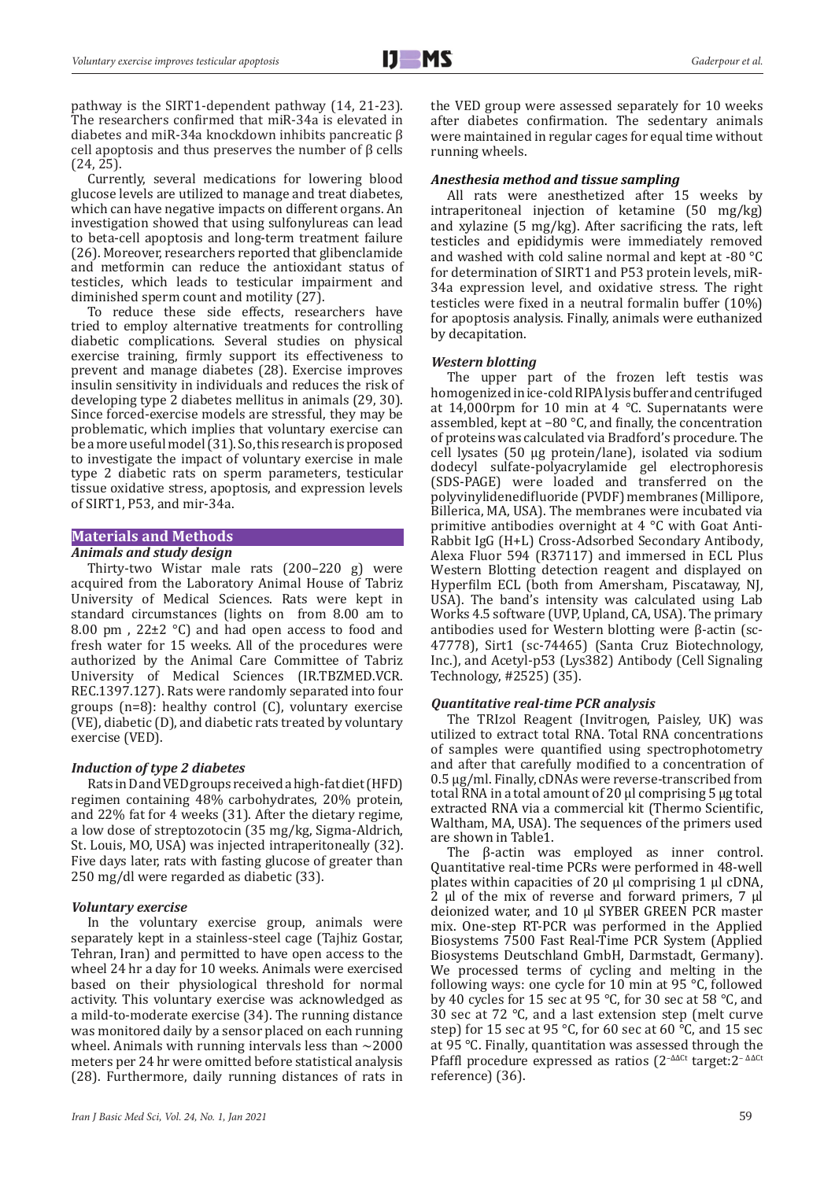pathway is the SIRT1-dependent pathway (14, 21-23). The researchers confirmed that miR-34a is elevated in diabetes and miR-34a knockdown inhibits pancreatic β cell apoptosis and thus preserves the number of β cells (24, 25).

Currently, several medications for lowering blood glucose levels are utilized to manage and treat diabetes, which can have negative impacts on different organs. An investigation showed that using sulfonylureas can lead to beta-cell apoptosis and long-term treatment failure (26). Moreover, researchers reported that glibenclamide and metformin can reduce the antioxidant status of testicles, which leads to testicular impairment and diminished sperm count and motility (27).

To reduce these side effects, researchers have tried to employ alternative treatments for controlling diabetic complications. Several studies on physical exercise training, firmly support its effectiveness to prevent and manage diabetes (28). Exercise improves insulin sensitivity in individuals and reduces the risk of developing type 2 diabetes mellitus in animals (29, 30). Since forced-exercise models are stressful, they may be problematic, which implies that voluntary exercise can be a more useful model (31). So, this research is proposed to investigate the impact of voluntary exercise in male type 2 diabetic rats on sperm parameters, testicular tissue oxidative stress, apoptosis, and expression levels of SIRT1, P53, and mir-34a.

## Materials and Methods

### *Animals and study design*

Thirty-two Wistar male rats (200–220 g) were acquired from the Laboratory Animal House of Tabriz University of Medical Sciences. Rats were kept in standard circumstances (lights on from 8.00 am to 8.00 pm , 22±2 °C) and had open access to food and fresh water for 15 weeks. All of the procedures were authorized by the Animal Care Committee of Tabriz University of Medical Sciences (IR.TBZMED.VCR.REC.1397.127). Rats were randomly separated into four groups (n=8): healthy control (C), voluntary exercise (VE), diabetic (D), and diabetic rats treated by voluntary exercise (VED).

### *Induction of type 2 diabetes*

Rats in D and VED groups received a high-fat diet (HFD) regimen containing 48% carbohydrates, 20% protein, and 22% fat for 4 weeks (31). After the dietary regime, a low dose of streptozotocin (35 mg/kg, Sigma-Aldrich, St. Louis, MO, USA) was injected intraperitoneally (32). Five days later, rats with fasting glucose of greater than 250 mg/dl were regarded as diabetic (33).

### *Voluntary exercise*

In the voluntary exercise group, animals were separately kept in a stainless-steel cage (Tajhiz Gostar, Tehran, Iran) and permitted to have open access to the wheel 24 hr a day for 10 weeks. Animals were exercised based on their physiological threshold for normal activity. This voluntary exercise was acknowledged as a mild-to-moderate exercise (34). The running distance was monitored daily by a sensor placed on each running wheel. Animals with running intervals less than ~2000 meters per 24 hr were omitted before statistical analysis (28). Furthermore, daily running distances of rats in the VED group were assessed separately for 10 weeks after diabetes confirmation. The sedentary animals were maintained in regular cages for equal time without running wheels.

### *Anesthesia method and tissue sampling*

All rats were anesthetized after 15 weeks by intraperitoneal injection of ketamine (50 mg/kg) and xylazine (5 mg/kg). After sacrificing the rats, left testicles and epididymis were immediately removed and washed with cold saline normal and kept at -80 °C for determination of SIRT1 and P53 protein levels, miR-34a expression level, and oxidative stress. The right testicles were fixed in a neutral formalin buffer (10%) for apoptosis analysis. Finally, animals were euthanized by decapitation.

### *Western blotting*

The upper part of the frozen left testis was homogenized in ice-cold RIPA lysis buffer and centrifuged at 14,000rpm for 10 min at 4 °C. Supernatants were assembled, kept at −80 °C, and finally, the concentration of proteins was calculated via Bradford's procedure. The cell lysates (50 µg protein/lane), isolated via sodium dodecyl sulfate-polyacrylamide gel electrophoresis (SDS-PAGE) were loaded and transferred on the polyvinylidenedifluoride (PVDF) membranes (Millipore, Billerica, MA, USA). The membranes were incubated via primitive antibodies overnight at 4 °C with Goat Anti-Rabbit IgG (H+L) Cross-Adsorbed Secondary Antibody, Alexa Fluor 594 (R37117) and immersed in ECL Plus Western Blotting detection reagent and displayed on Hyperfilm ECL (both from Amersham, Piscataway, NJ, USA). The band's intensity was calculated using Lab Works 4.5 software (UVP, Upland, CA, USA). The primary antibodies used for Western blotting were β-actin (sc-47778), Sirt1 (sc-74465) (Santa Cruz Biotechnology, Inc.), and Acetyl-p53 (Lys382) Antibody (Cell Signaling Technology, #2525) (35).

### *Quantitative real-time PCR analysis*

The TRIzol Reagent (Invitrogen, Paisley, UK) was utilized to extract total RNA. Total RNA concentrations of samples were quantified using spectrophotometry and after that carefully modified to a concentration of 0.5 µg/ml. Finally, cDNAs were reverse-transcribed from total RNA in a total amount of 20 µl comprising 5 µg total extracted RNA via a commercial kit (Thermo Scientific, Waltham, MA, USA). The sequences of the primers used are shown in Table1.

The β-actin was employed as inner control. Quantitative real-time PCRs were performed in 48-well plates within capacities of 20 µl comprising 1 µl cDNA, 2 µl of the mix of reverse and forward primers, 7 µl deionized water, and 10 µl SYBER GREEN PCR master mix. One-step RT-PCR was performed in the Applied Biosystems 7500 Fast Real-Time PCR System (Applied Biosystems Deutschland GmbH, Darmstadt, Germany). We processed terms of cycling and melting in the following ways: one cycle for 10 min at 95 °C, followed by 40 cycles for 15 sec at 95 °C, for 30 sec at 58 °C, and 30 sec at 72 °C, and a last extension step (melt curve step) for 15 sec at 95 °C, for 60 sec at 60 °C, and 15 sec at 95 °C. Finally, quantitation was assessed through the Pfaffl procedure expressed as ratios ($2^{-\Delta\Delta Ct}$ target:$2^{-\Delta\Delta Ct}$ reference) (36).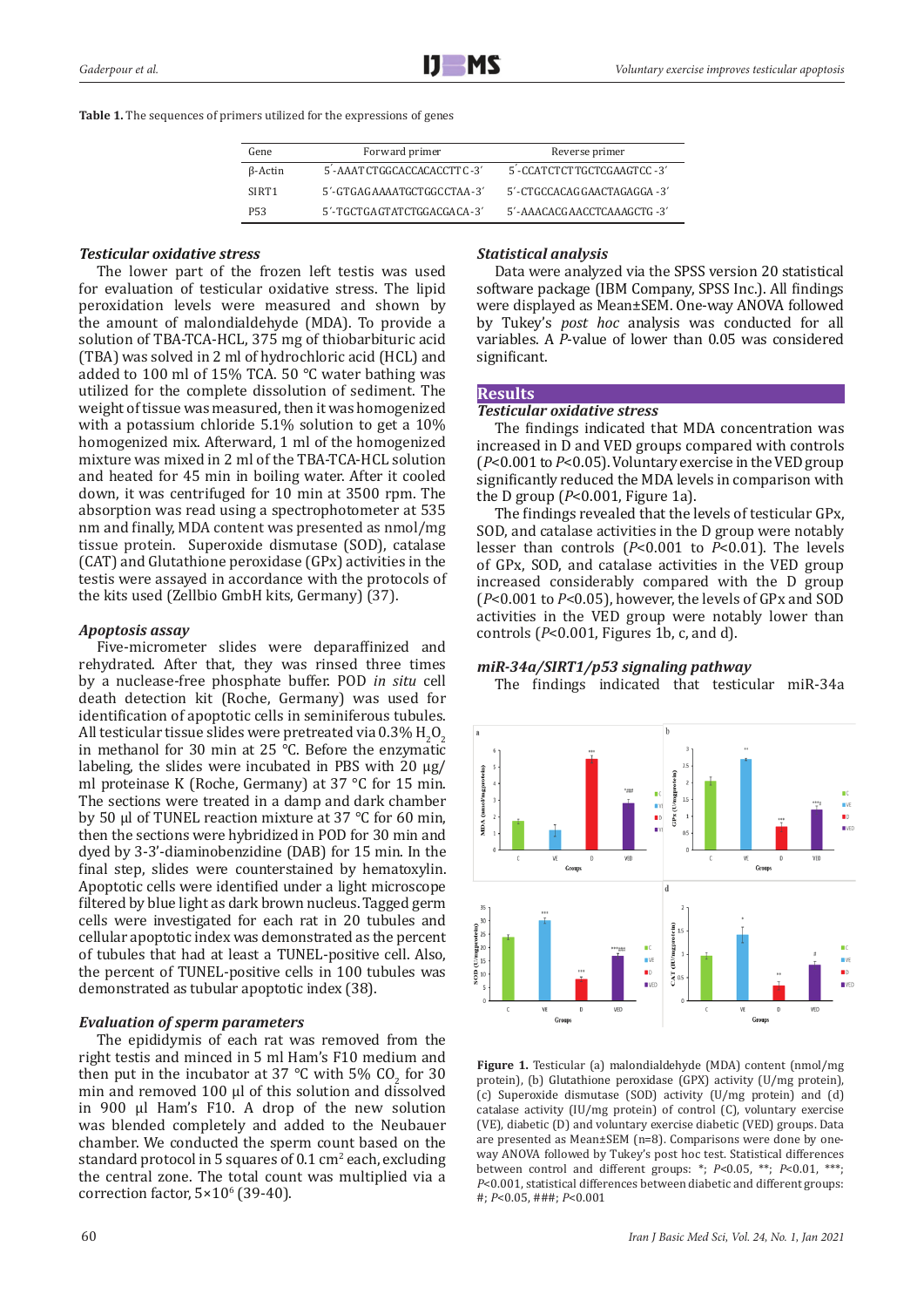**Table 1.** The sequences of primers utilized for the expressions of genes

| Gene | Forward primer | Reverse primer |
|---|---|---|
| β-Actin | 5´-AAATCTGGCACCACACCTTC-3´ | 5´-CCATCTCTTGCTCGAAGTCC-3´ |
| SIRT1 | 5´-GTGAGAAAATGCTGGCCTAA-3´ | 5´-CTGCCACAGGAACTAGAGGA-3´ |
| P53 | 5´-TGCTGAGTATCTGGACGACA-3´ | 5´-AAACACGAACCTCAAAGCTG-3´ |

### *Testicular oxidative stress*

The lower part of the frozen left testis was used for evaluation of testicular oxidative stress. The lipid peroxidation levels were measured and shown by the amount of malondialdehyde (MDA). To provide a solution of TBA-TCA-HCL, 375 mg of thiobarbituric acid (TBA) was solved in 2 ml of hydrochloric acid (HCL) and added to 100 ml of 15% TCA. 50 °C water bathing was utilized for the complete dissolution of sediment. The weight of tissue was measured, then it was homogenized with a potassium chloride 5.1% solution to get a 10% homogenized mix. Afterward, 1 ml of the homogenized mixture was mixed in 2 ml of the TBA-TCA-HCL solution and heated for 45 min in boiling water. After it cooled down, it was centrifuged for 10 min at 3500 rpm. The absorption was read using a spectrophotometer at 535 nm and finally, MDA content was presented as nmol/mg tissue protein. Superoxide dismutase (SOD), catalase (CAT) and Glutathione peroxidase (GPx) activities in the testis were assayed in accordance with the protocols of the kits used (Zellbio GmbH kits, Germany) (37).

### *Apoptosis assay*

Five-micrometer slides were deparaffinized and rehydrated. After that, they was rinsed three times by a nuclease-free phosphate buffer. POD *in situ* cell death detection kit (Roche, Germany) was used for identification of apoptotic cells in seminiferous tubules. All testicular tissue slides were pretreated via 0.3% $H_2O_2$ in methanol for 30 min at 25 °C. Before the enzymatic labeling, the slides were incubated in PBS with 20 µg/ml proteinase K (Roche, Germany) at 37 °C for 15 min. The sections were treated in a damp and dark chamber by 50 µl of TUNEL reaction mixture at 37 °C for 60 min, then the sections were hybridized in POD for 30 min and dyed by 3-3'-diaminobenzidine (DAB) for 15 min. In the final step, slides were counterstained by hematoxylin. Apoptotic cells were identified under a light microscope filtered by blue light as dark brown nucleus. Tagged germ cells were investigated for each rat in 20 tubules and cellular apoptotic index was demonstrated as the percent of tubules that had at least a TUNEL-positive cell. Also, the percent of TUNEL-positive cells in 100 tubules was demonstrated as tubular apoptotic index (38).

### *Evaluation of sperm parameters*

The epididymis of each rat was removed from the right testis and minced in 5 ml Ham's F10 medium and then put in the incubator at 37 °C with 5% $CO_2$ for 30 min and removed 100 µl of this solution and dissolved in 900 µl Ham's F10. A drop of the new solution was blended completely and added to the Neubauer chamber. We conducted the sperm count based on the standard protocol in 5 squares of 0.1 $cm^2$ each, excluding the central zone. The total count was multiplied via a correction factor, $5\times10^6$ (39-40).

### *Statistical analysis*

Data were analyzed via the SPSS version 20 statistical software package (IBM Company, SPSS Inc.). All findings were displayed as Mean±SEM. One-way ANOVA followed by Tukey's *post hoc* analysis was conducted for all variables. A *P*-value of lower than 0.05 was considered significant.

## Results

### *Testicular oxidative stress*

The findings indicated that MDA concentration was increased in D and VED groups compared with controls ($P<0.001$ to $P<0.05$). Voluntary exercise in the VED group significantly reduced the MDA levels in comparison with the D group ($P<0.001$, Figure 1a).

The findings revealed that the levels of testicular GPx, SOD, and catalase activities in the D group were notably lesser than controls ($P<0.001$ to $P<0.01$). The levels of GPx, SOD, and catalase activities in the VED group increased considerably compared with the D group ($P<0.001$ to $P<0.05$), however, the levels of GPx and SOD activities in the VED group were notably lower than controls ($P<0.001$, Figures 1b, c, and d).

### *miR-34a/SIRT1/p53 signaling pathway*

The findings indicated that testicular miR-34a

**Figure 1.** Testicular (a) malondialdehyde (MDA) content (nmol/mg protein), (b) Glutathione peroxidase (GPX) activity (U/mg protein), (c) Superoxide dismutase (SOD) activity (U/mg protein) and (d) catalase activity (IU/mg protein) of control (C), voluntary exercise (VE), diabetic (D) and voluntary exercise diabetic (VED) groups. Data are presented as Mean±SEM (n=8). Comparisons were done by one-way ANOVA followed by Tukey's post hoc test. Statistical differences between control and different groups: *; $P<0.05$, **; $P<0.01$, ***; $P<0.001$, statistical differences between diabetic and different groups: #; $P<0.05$, ###; $P<0.001$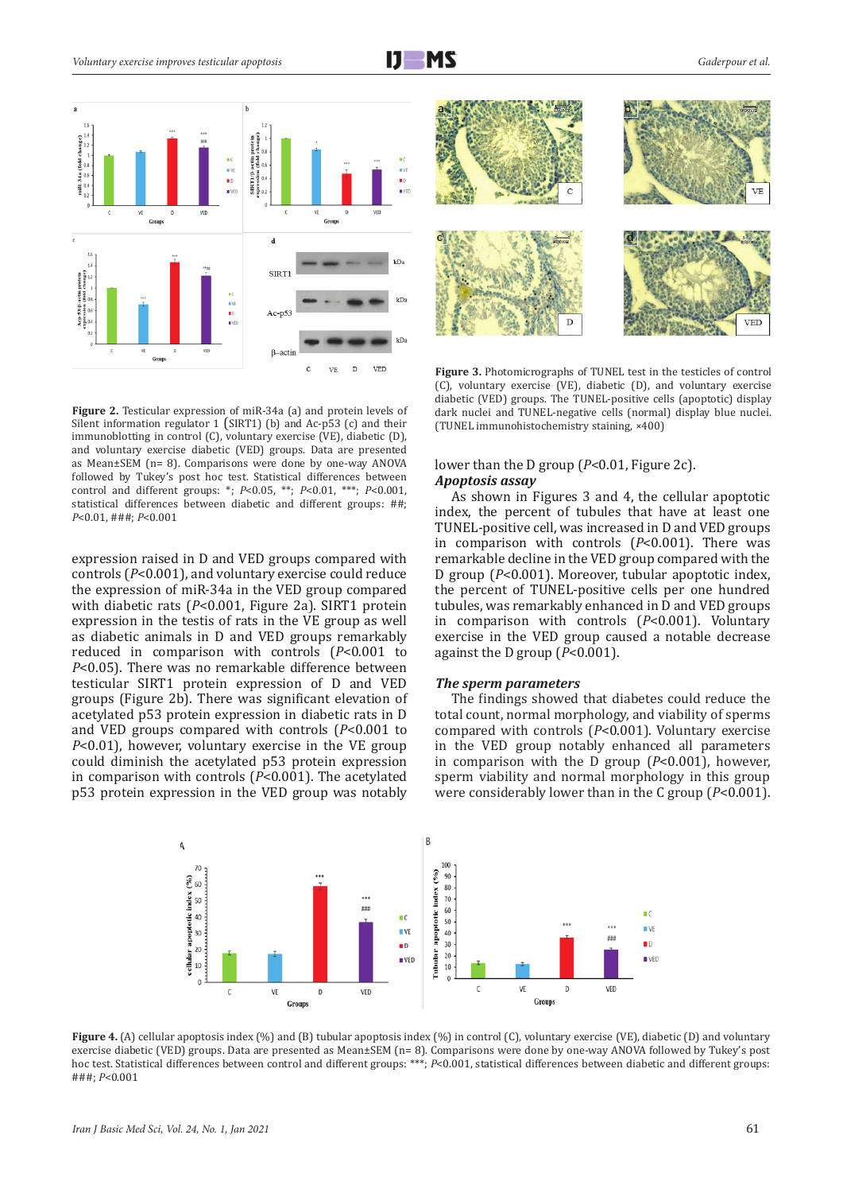**Figure 2.** Testicular expression of miR-34a (a) and protein levels of Silent information regulator 1 (SIRT1) (b) and Ac-p53 (c) and their immunoblotting in control (C), voluntary exercise (VE), diabetic (D), and voluntary exercise diabetic (VED) groups. Data are presented as Mean±SEM (n= 8). Comparisons were done by one-way ANOVA followed by Tukey's post hoc test. Statistical differences between control and different groups: *; *P*<0.05, **; *P*<0.01, ***; *P*<0.001, statistical differences between diabetic and different groups: ##; *P*<0.01, ###; *P*<0.001

expression raised in D and VED groups compared with controls (*P*<0.001), and voluntary exercise could reduce the expression of miR-34a in the VED group compared with diabetic rats (*P*<0.001, Figure 2a). SIRT1 protein expression in the testis of rats in the VE group as well as diabetic animals in D and VED groups remarkably reduced in comparison with controls (*P*<0.001 to *P*<0.05). There was no remarkable difference between testicular SIRT1 protein expression of D and VED groups (Figure 2b). There was significant elevation of acetylated p53 protein expression in diabetic rats in D and VED groups compared with controls (*P*<0.001 to *P*<0.01), however, voluntary exercise in the VE group could diminish the acetylated p53 protein expression in comparison with controls (*P*<0.001). The acetylated p53 protein expression in the VED group was notably lower than the D group (*P*<0.01, Figure 2c).

**Figure 3.** Photomicrographs of TUNEL test in the testicles of control (C), voluntary exercise (VE), diabetic (D), and voluntary exercise diabetic (VED) groups. The TUNEL-positive cells (apoptotic) display dark nuclei and TUNEL-negative cells (normal) display blue nuclei. (TUNEL immunohistochemistry staining, ×400)

### *Apoptosis assay*

As shown in Figures 3 and 4, the cellular apoptotic index, the percent of tubules that have at least one TUNEL-positive cell, was increased in D and VED groups in comparison with controls (*P*<0.001). There was remarkable decline in the VED group compared with the D group (*P*<0.001). Moreover, tubular apoptotic index, the percent of TUNEL-positive cells per one hundred tubules, was remarkably enhanced in D and VED groups in comparison with controls (*P*<0.001). Voluntary exercise in the VED group caused a notable decrease against the D group (*P*<0.001).

### *The sperm parameters*

The findings showed that diabetes could reduce the total count, normal morphology, and viability of sperms compared with controls (*P*<0.001). Voluntary exercise in the VED group notably enhanced all parameters in comparison with the D group (*P*<0.001), however, sperm viability and normal morphology in this group were considerably lower than in the C group (*P*<0.001).

**Figure 4.** (A) cellular apoptosis index (%) and (B) tubular apoptosis index (%) in control (C), voluntary exercise (VE), diabetic (D) and voluntary exercise diabetic (VED) groups. Data are presented as Mean±SEM (n= 8). Comparisons were done by one-way ANOVA followed by Tukey's post hoc test. Statistical differences between control and different groups: ***; *P*<0.001, statistical differences between diabetic and different groups: ###; *P*<0.001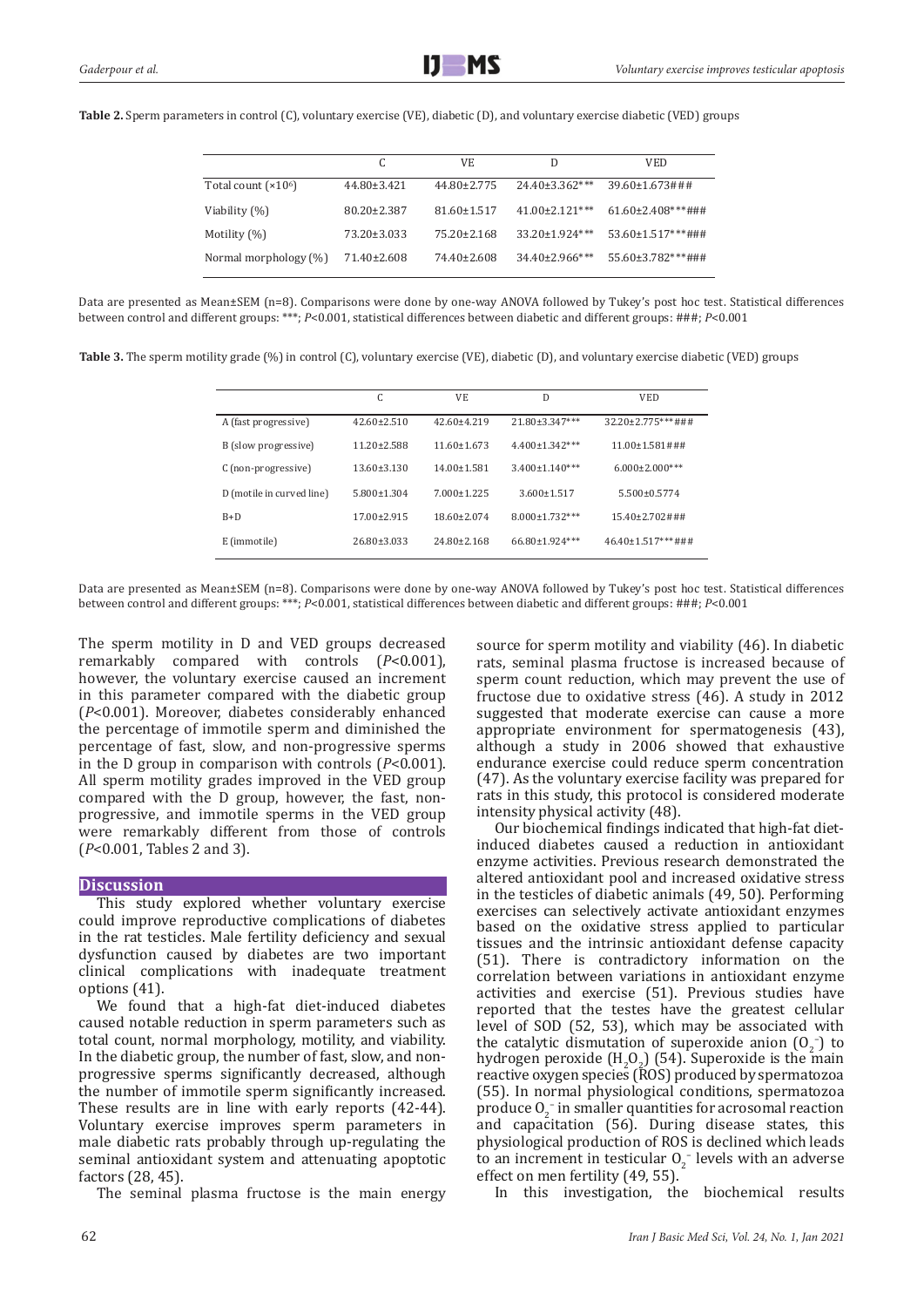**Table 2.** Sperm parameters in control (C), voluntary exercise (VE), diabetic (D), and voluntary exercise diabetic (VED) groups

| | C | VE | D | VED |
|---|---|---|---|---|
| Total count (×10[6]) | 44.80±3.421 | 44.80±2.775 | 24.40±3.362*** | 39.60±1.673### |
| Viability (%) | 80.20±2.387 | 81.60±1.517 | 41.00±2.121*** | 61.60±2.408***### |
| Motility (%) | 73.20±3.033 | 75.20±2.168 | 33.20±1.924*** | 53.60±1.517***### |
| Normal morphology (%) | 71.40±2.608 | 74.40±2.608 | 34.40±2.966*** | 55.60±3.782***### |

Data are presented as Mean±SEM (n=8). Comparisons were done by one-way ANOVA followed by Tukey's post hoc test. Statistical differences between control and different groups: ***; $P<0.001$, statistical differences between diabetic and different groups: ###; $P<0.001$

**Table 3.** The sperm motility grade (%) in control (C), voluntary exercise (VE), diabetic (D), and voluntary exercise diabetic (VED) groups

| | C | VE | D | VED |
|---|---|---|---|---|
| A (fast progressive) | 42.60±2.510 | 42.60±4.219 | 21.80±3.347*** | 32.20±2.775***### |
| B (slow progressive) | 11.20±2.588 | 11.60±1.673 | 4.400±1.342*** | 11.00±1.581### |
| C (non-progressive) | 13.60±3.130 | 14.00±1.581 | 3.400±1.140*** | 6.000±2.000*** |
| D (motile in curved line) | 5.800±1.304 | 7.000±1.225 | 3.600±1.517 | 5.500±0.5774 |
| B+D | 17.00±2.915 | 18.60±2.074 | 8.000±1.732*** | 15.40±2.702### |
| E (immotile) | 26.80±3.033 | 24.80±2.168 | 66.80±1.924*** | 46.40±1.517***### |

Data are presented as Mean±SEM (n=8). Comparisons were done by one-way ANOVA followed by Tukey's post hoc test. Statistical differences between control and different groups: ***; $P<0.001$, statistical differences between diabetic and different groups: ###; $P<0.001$

The sperm motility in D and VED groups decreased remarkably compared with controls ($P<0.001$), however, the voluntary exercise caused an increment in this parameter compared with the diabetic group ($P<0.001$). Moreover, diabetes considerably enhanced the percentage of immotile sperm and diminished the percentage of fast, slow, and non-progressive sperms in the D group in comparison with controls ($P<0.001$). All sperm motility grades improved in the VED group compared with the D group, however, the fast, non-progressive, and immotile sperms in the VED group were remarkably different from those of controls ($P<0.001$, Tables 2 and 3).

## Discussion

This study explored whether voluntary exercise could improve reproductive complications of diabetes in the rat testicles. Male fertility deficiency and sexual dysfunction caused by diabetes are two important clinical complications with inadequate treatment options (41).

We found that a high-fat diet-induced diabetes caused notable reduction in sperm parameters such as total count, normal morphology, motility, and viability. In the diabetic group, the number of fast, slow, and non-progressive sperms significantly decreased, although the number of immotile sperm significantly increased. These results are in line with early reports (42-44). Voluntary exercise improves sperm parameters in male diabetic rats probably through up-regulating the seminal antioxidant system and attenuating apoptotic factors (28, 45).

The seminal plasma fructose is the main energy source for sperm motility and viability (46). In diabetic rats, seminal plasma fructose is increased because of sperm count reduction, which may prevent the use of fructose due to oxidative stress (46). A study in 2012 suggested that moderate exercise can cause a more appropriate environment for spermatogenesis (43), although a study in 2006 showed that exhaustive endurance exercise could reduce sperm concentration (47). As the voluntary exercise facility was prepared for rats in this study, this protocol is considered moderate intensity physical activity (48).

Our biochemical findings indicated that high-fat diet-induced diabetes caused a reduction in antioxidant enzyme activities. Previous research demonstrated the altered antioxidant pool and increased oxidative stress in the testicles of diabetic animals (49, 50). Performing exercises can selectively activate antioxidant enzymes based on the oxidative stress applied to particular tissues and the intrinsic antioxidant defense capacity (51). There is contradictory information on the correlation between variations in antioxidant enzyme activities and exercise (51). Previous studies have reported that the testes have the greatest cellular level of SOD (52, 53), which may be associated with the catalytic dismutation of superoxide anion ($O_2^-$) to hydrogen peroxide ($H_2O_2$) (54). Superoxide is the main reactive oxygen species (ROS) produced by spermatozoa (55). In normal physiological conditions, spermatozoa produce $O_2^-$ in smaller quantities for acrosomal reaction and capacitation (56). During disease states, this physiological production of ROS is declined which leads to an increment in testicular $O_2^-$ levels with an adverse effect on men fertility (49, 55).

In this investigation, the biochemical results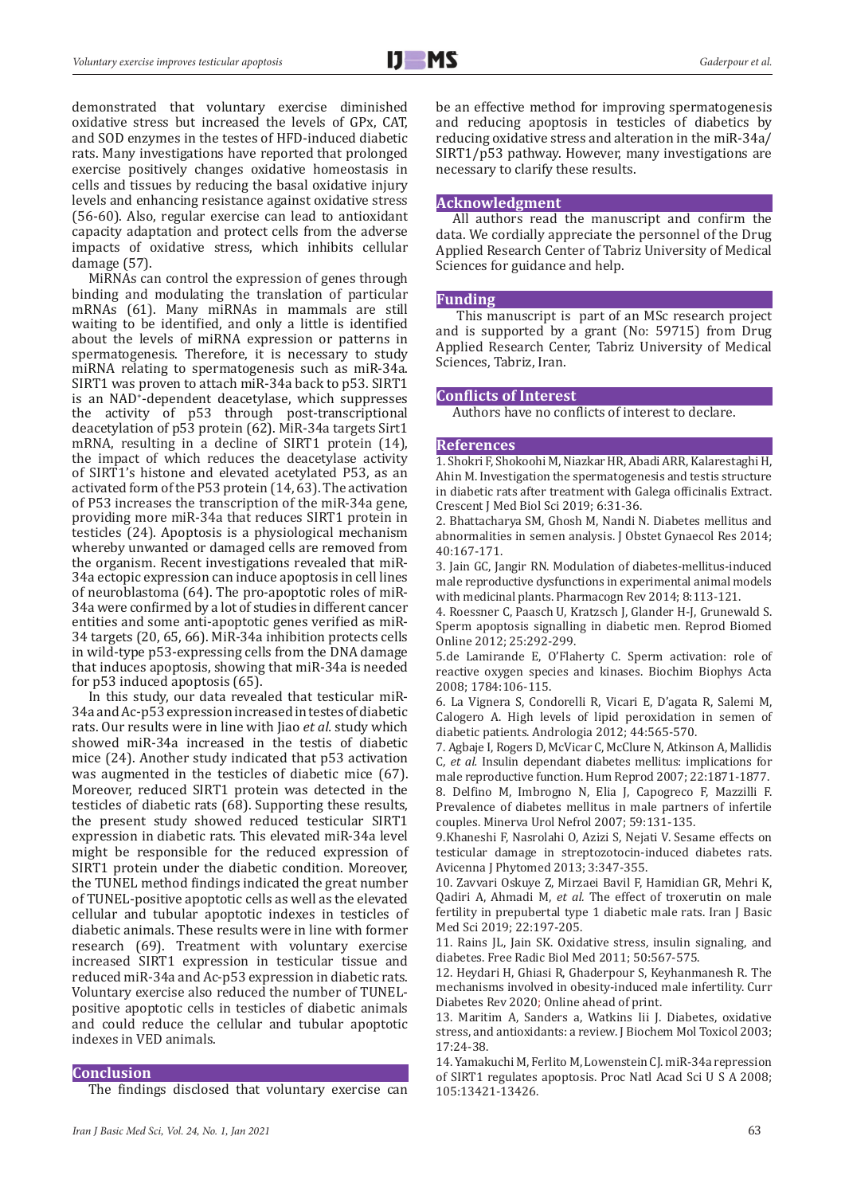demonstrated that voluntary exercise diminished oxidative stress but increased the levels of GPx, CAT, and SOD enzymes in the testes of HFD-induced diabetic rats. Many investigations have reported that prolonged exercise positively changes oxidative homeostasis in cells and tissues by reducing the basal oxidative injury levels and enhancing resistance against oxidative stress (56-60). Also, regular exercise can lead to antioxidant capacity adaptation and protect cells from the adverse impacts of oxidative stress, which inhibits cellular damage (57).

MiRNAs can control the expression of genes through binding and modulating the translation of particular mRNAs (61). Many miRNAs in mammals are still waiting to be identified, and only a little is identified about the levels of miRNA expression or patterns in spermatogenesis. Therefore, it is necessary to study miRNA relating to spermatogenesis such as miR-34a. SIRT1 was proven to attach miR-34a back to p53. SIRT1 is an NAD$^+$-dependent deacetylase, which suppresses the activity of p53 through post-transcriptional deacetylation of p53 protein (62). MiR-34a targets Sirt1 mRNA, resulting in a decline of SIRT1 protein (14), the impact of which reduces the deacetylase activity of SIRT1's histone and elevated acetylated P53, as an activated form of the P53 protein (14, 63). The activation of P53 increases the transcription of the miR-34a gene, providing more miR-34a that reduces SIRT1 protein in testicles (24). Apoptosis is a physiological mechanism whereby unwanted or damaged cells are removed from the organism. Recent investigations revealed that miR-34a ectopic expression can induce apoptosis in cell lines of neuroblastoma (64). The pro-apoptotic roles of miR-34a were confirmed by a lot of studies in different cancer entities and some anti-apoptotic genes verified as miR-34 targets (20, 65, 66). MiR-34a inhibition protects cells in wild-type p53-expressing cells from the DNA damage that induces apoptosis, showing that miR-34a is needed for p53 induced apoptosis (65).

In this study, our data revealed that testicular miR-34a and Ac-p53 expression increased in testes of diabetic rats. Our results were in line with Jiao *et al.* study which showed miR-34a increased in the testis of diabetic mice (24). Another study indicated that p53 activation was augmented in the testicles of diabetic mice (67). Moreover, reduced SIRT1 protein was detected in the testicles of diabetic rats (68). Supporting these results, the present study showed reduced testicular SIRT1 expression in diabetic rats. This elevated miR-34a level might be responsible for the reduced expression of SIRT1 protein under the diabetic condition. Moreover, the TUNEL method findings indicated the great number of TUNEL-positive apoptotic cells as well as the elevated cellular and tubular apoptotic indexes in testicles of diabetic animals. These results were in line with former research (69). Treatment with voluntary exercise increased SIRT1 expression in testicular tissue and reduced miR-34a and Ac-p53 expression in diabetic rats. Voluntary exercise also reduced the number of TUNEL-positive apoptotic cells in testicles of diabetic animals and could reduce the cellular and tubular apoptotic indexes in VED animals.

## Conclusion

The findings disclosed that voluntary exercise can be an effective method for improving spermatogenesis and reducing apoptosis in testicles of diabetics by reducing oxidative stress and alteration in the miR-34a/SIRT1/p53 pathway. However, many investigations are necessary to clarify these results.

## Acknowledgment

All authors read the manuscript and confirm the data. We cordially appreciate the personnel of the Drug Applied Research Center of Tabriz University of Medical Sciences for guidance and help.

## Funding

This manuscript is part of an MSc research project and is supported by a grant (No: 59715) from Drug Applied Research Center, Tabriz University of Medical Sciences, Tabriz, Iran.

## Conflicts of Interest

Authors have no conflicts of interest to declare.

## References

1. Shokri F, Shokoohi M, Niazkar HR, Abadi ARR, Kalarestaghi H, Ahin M. Investigation the spermatogenesis and testis structure in diabetic rats after treatment with Galega officinalis Extract. Crescent J Med Biol Sci 2019; 6:31-36.

2. Bhattacharya SM, Ghosh M, Nandi N. Diabetes mellitus and abnormalities in semen analysis. J Obstet Gynaecol Res 2014; 40:167-171.

3. Jain GC, Jangir RN. Modulation of diabetes-mellitus-induced male reproductive dysfunctions in experimental animal models with medicinal plants. Pharmacogn Rev 2014; 8:113-121.

4. Roessner C, Paasch U, Kratzsch J, Glander H-J, Grunewald S. Sperm apoptosis signalling in diabetic men. Reprod Biomed Online 2012; 25:292-299.

5. de Lamirande E, O'Flaherty C. Sperm activation: role of reactive oxygen species and kinases. Biochim Biophys Acta 2008; 1784:106-115.

6. La Vignera S, Condorelli R, Vicari E, D'agata R, Salemi M, Calogero A. High levels of lipid peroxidation in semen of diabetic patients. Andrologia 2012; 44:565-570.

7. Agbaje I, Rogers D, McVicar C, McClure N, Atkinson A, Mallidis C, *et al.* Insulin dependant diabetes mellitus: implications for male reproductive function. Hum Reprod 2007; 22:1871-1877.

8. Delfino M, Imbrogno N, Elia J, Capogreco F, Mazzilli F. Prevalence of diabetes mellitus in male partners of infertile couples. Minerva Urol Nefrol 2007; 59:131-135.

9. Khaneshi F, Nasrolahi O, Azizi S, Nejati V. Sesame effects on testicular damage in streptozotocin-induced diabetes rats. Avicenna J Phytomed 2013; 3:347-355.

10. Zavvari Oskuye Z, Mirzaei Bavil F, Hamidian GR, Mehri K, Qadiri A, Ahmadi M, *et al.* The effect of troxerutin on male fertility in prepubertal type 1 diabetic male rats. Iran J Basic Med Sci 2019; 22:197-205.

11. Rains JL, Jain SK. Oxidative stress, insulin signaling, and diabetes. Free Radic Biol Med 2011; 50:567-575.

12. Heydari H, Ghiasi R, Ghaderpour S, Keyhanmanesh R. The mechanisms involved in obesity-induced male infertility. Curr Diabetes Rev 2020; Online ahead of print.

13. Maritim A, Sanders a, Watkins Iii J. Diabetes, oxidative stress, and antioxidants: a review. J Biochem Mol Toxicol 2003; 17:24-38.

14. Yamakuchi M, Ferlito M, Lowenstein CJ. miR-34a repression of SIRT1 regulates apoptosis. Proc Natl Acad Sci U S A 2008; 105:13421-13426.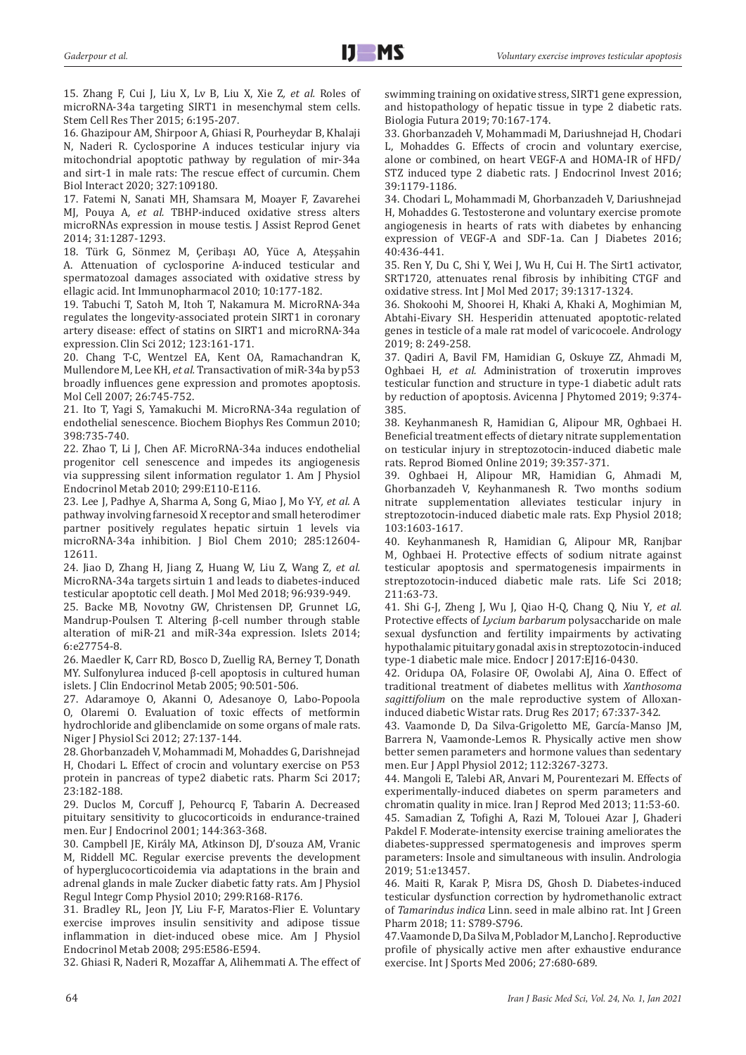15. Zhang F, Cui J, Liu X, Lv B, Liu X, Xie Z, *et al.* Roles of microRNA-34a targeting SIRT1 in mesenchymal stem cells. Stem Cell Res Ther 2015; 6:195-207.

16. Ghazipour AM, Shirpoor A, Ghiasi R, Pourheydar B, Khalaji N, Naderi R. Cyclosporine A induces testicular injury via mitochondrial apoptotic pathway by regulation of mir-34a and sirt-1 in male rats: The rescue effect of curcumin. Chem Biol Interact 2020; 327:109180.

17. Fatemi N, Sanati MH, Shamsara M, Moayer F, Zavarehei MJ, Pouya A, *et al.* TBHP-induced oxidative stress alters microRNAs expression in mouse testis. J Assist Reprod Genet 2014; 31:1287-1293.

18. Türk G, Sönmez M, Çeribaşı AO, Yüce A, Ateşşahin A. Attenuation of cyclosporine A-induced testicular and spermatozoal damages associated with oxidative stress by ellagic acid. Int Immunopharmacol 2010; 10:177-182.

19. Tabuchi T, Satoh M, Itoh T, Nakamura M. MicroRNA-34a regulates the longevity-associated protein SIRT1 in coronary artery disease: effect of statins on SIRT1 and microRNA-34a expression. Clin Sci 2012; 123:161-171.

20. Chang T-C, Wentzel EA, Kent OA, Ramachandran K, Mullendore M, Lee KH, *et al.* Transactivation of miR-34a by p53 broadly influences gene expression and promotes apoptosis. Mol Cell 2007; 26:745-752.

21. Ito T, Yagi S, Yamakuchi M. MicroRNA-34a regulation of endothelial senescence. Biochem Biophys Res Commun 2010; 398:735-740.

22. Zhao T, Li J, Chen AF. MicroRNA-34a induces endothelial progenitor cell senescence and impedes its angiogenesis via suppressing silent information regulator 1. Am J Physiol Endocrinol Metab 2010; 299:E110-E116.

23. Lee J, Padhye A, Sharma A, Song G, Miao J, Mo Y-Y, *et al.* A pathway involving farnesoid X receptor and small heterodimer partner positively regulates hepatic sirtuin 1 levels via microRNA-34a inhibition. J Biol Chem 2010; 285:12604-12611.

24. Jiao D, Zhang H, Jiang Z, Huang W, Liu Z, Wang Z, *et al.* MicroRNA-34a targets sirtuin 1 and leads to diabetes-induced testicular apoptotic cell death. J Mol Med 2018; 96:939-949.

25. Backe MB, Novotny GW, Christensen DP, Grunnet LG, Mandrup-Poulsen T. Altering β-cell number through stable alteration of miR-21 and miR-34a expression. Islets 2014; 6:e27754-8.

26. Maedler K, Carr RD, Bosco D, Zuellig RA, Berney T, Donath MY. Sulfonylurea induced β-cell apoptosis in cultured human islets. J Clin Endocrinol Metab 2005; 90:501-506.

27. Adaramoye O, Akanni O, Adesanoye O, Labo-Popoola O, Olaremi O. Evaluation of toxic effects of metformin hydrochloride and glibenclamide on some organs of male rats. Niger J Physiol Sci 2012; 27:137-144.

28. Ghorbanzadeh V, Mohammadi M, Mohaddes G, Darishnejad H, Chodari L. Effect of crocin and voluntary exercise on P53 protein in pancreas of type2 diabetic rats. Pharm Sci 2017; 23:182-188.

29. Duclos M, Corcuff J, Pehourcq F, Tabarin A. Decreased pituitary sensitivity to glucocorticoids in endurance-trained men. Eur J Endocrinol 2001; 144:363-368.

30. Campbell JE, Király MA, Atkinson DJ, D'souza AM, Vranic M, Riddell MC. Regular exercise prevents the development of hyperglucocorticoidemia via adaptations in the brain and adrenal glands in male Zucker diabetic fatty rats. Am J Physiol Regul Integr Comp Physiol 2010; 299:R168-R176.

31. Bradley RL, Jeon JY, Liu F-F, Maratos-Flier E. Voluntary exercise improves insulin sensitivity and adipose tissue inflammation in diet-induced obese mice. Am J Physiol Endocrinol Metab 2008; 295:E586-E594.

32. Ghiasi R, Naderi R, Mozaffar A, Alihemmati A. The effect of swimming training on oxidative stress, SIRT1 gene expression, and histopathology of hepatic tissue in type 2 diabetic rats. Biologia Futura 2019; 70:167-174.

33. Ghorbanzadeh V, Mohammadi M, Dariushnejad H, Chodari L, Mohaddes G. Effects of crocin and voluntary exercise, alone or combined, on heart VEGF-A and HOMA-IR of HFD/STZ induced type 2 diabetic rats. J Endocrinol Invest 2016; 39:1179-1186.

34. Chodari L, Mohammadi M, Ghorbanzadeh V, Dariushnejad H, Mohaddes G. Testosterone and voluntary exercise promote angiogenesis in hearts of rats with diabetes by enhancing expression of VEGF-A and SDF-1a. Can J Diabetes 2016; 40:436-441.

35. Ren Y, Du C, Shi Y, Wei J, Wu H, Cui H. The Sirt1 activator, SRT1720, attenuates renal fibrosis by inhibiting CTGF and oxidative stress. Int J Mol Med 2017; 39:1317-1324.

36. Shokoohi M, Shoorei H, Khaki A, Khaki A, Moghimian M, Abtahi-Eivary SH. Hesperidin attenuated apoptotic-related genes in testicle of a male rat model of varicocoele. Andrology 2019; 8: 249-258.

37. Qadiri A, Bavil FM, Hamidian G, Oskuye ZZ, Ahmadi M, Oghbaei H, *et al.* Administration of troxerutin improves testicular function and structure in type-1 diabetic adult rats by reduction of apoptosis. Avicenna J Phytomed 2019; 9:374-385.

38. Keyhanmanesh R, Hamidian G, Alipour MR, Oghbaei H. Beneficial treatment effects of dietary nitrate supplementation on testicular injury in streptozotocin-induced diabetic male rats. Reprod Biomed Online 2019; 39:357-371.

39. Oghbaei H, Alipour MR, Hamidian G, Ahmadi M, Ghorbanzadeh V, Keyhanmanesh R. Two months sodium nitrate supplementation alleviates testicular injury in streptozotocin-induced diabetic male rats. Exp Physiol 2018; 103:1603-1617.

40. Keyhanmanesh R, Hamidian G, Alipour MR, Ranjbar M, Oghbaei H. Protective effects of sodium nitrate against testicular apoptosis and spermatogenesis impairments in streptozotocin-induced diabetic male rats. Life Sci 2018; 211:63-73.

41. Shi G-J, Zheng J, Wu J, Qiao H-Q, Chang Q, Niu Y, *et al.* Protective effects of *Lycium barbarum* polysaccharide on male sexual dysfunction and fertility impairments by activating hypothalamic pituitary gonadal axis in streptozotocin-induced type-1 diabetic male mice. Endocr J 2017:EJ16-0430.

42. Oridupa OA, Folasire OF, Owolabi AJ, Aina O. Effect of traditional treatment of diabetes mellitus with *Xanthosoma sagittifolium* on the male reproductive system of Alloxan-induced diabetic Wistar rats. Drug Res 2017; 67:337-342.

43. Vaamonde D, Da Silva-Grigoletto ME, García-Manso JM, Barrera N, Vaamonde-Lemos R. Physically active men show better semen parameters and hormone values than sedentary men. Eur J Appl Physiol 2012; 112:3267-3273.

44. Mangoli E, Talebi AR, Anvari M, Pourentezari M. Effects of experimentally-induced diabetes on sperm parameters and chromatin quality in mice. Iran J Reprod Med 2013; 11:53-60.

45. Samadian Z, Tofighi A, Razi M, Tolouei Azar J, Ghaderi Pakdel F. Moderate-intensity exercise training ameliorates the diabetes-suppressed spermatogenesis and improves sperm parameters: Insole and simultaneous with insulin. Andrologia 2019; 51:e13457.

46. Maiti R, Karak P, Misra DS, Ghosh D. Diabetes-induced testicular dysfunction correction by hydromethanolic extract of *Tamarindus indica* Linn. seed in male albino rat. Int J Green Pharm 2018; 11: S789-S796.

47. Vaamonde D, Da Silva M, Poblador M, Lancho J. Reproductive profile of physically active men after exhaustive endurance exercise. Int J Sports Med 2006; 27:680-689.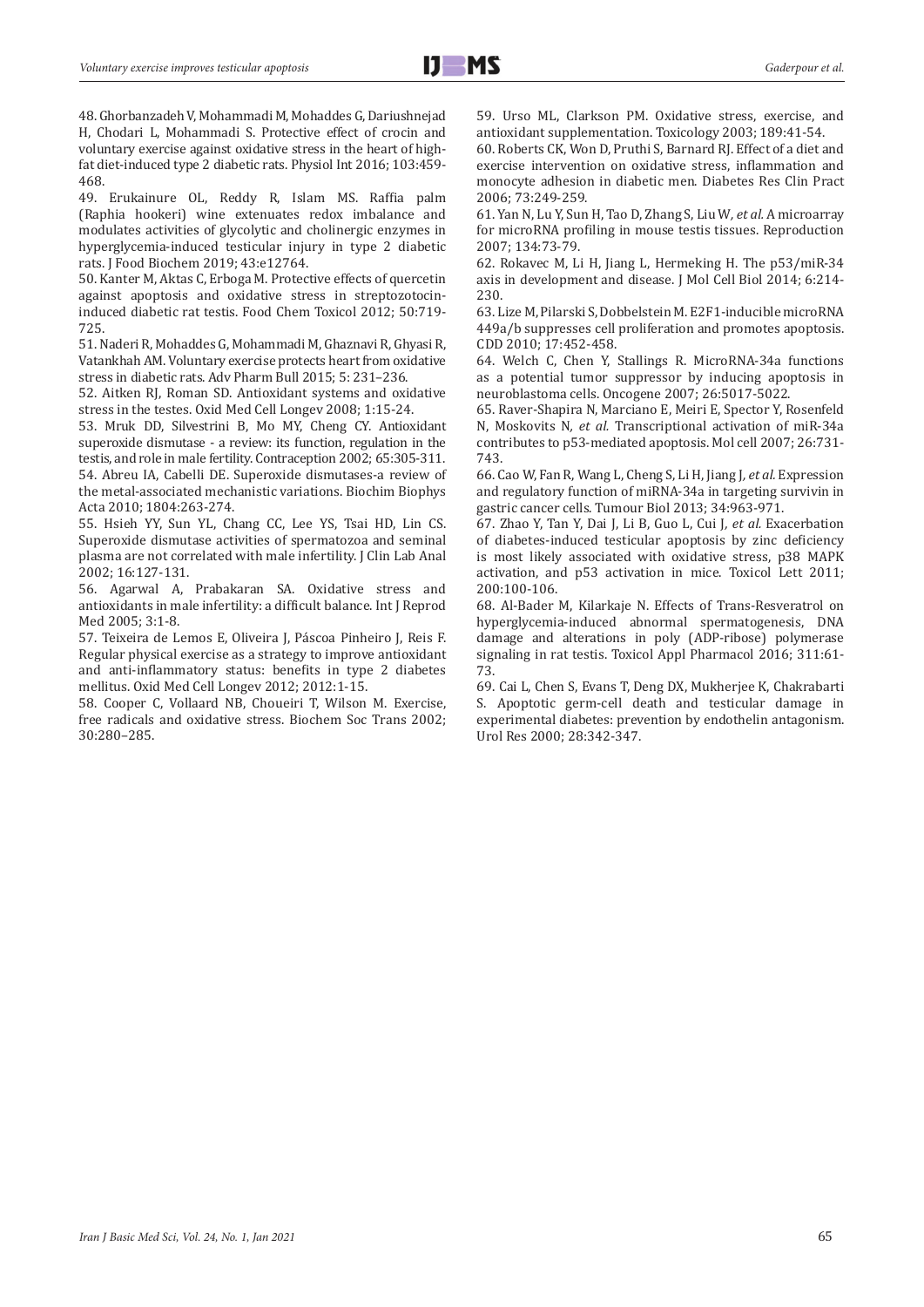48. Ghorbanzadeh V, Mohammadi M, Mohaddes G, Dariushnejad H, Chodari L, Mohammadi S. Protective effect of crocin and voluntary exercise against oxidative stress in the heart of high-fat diet-induced type 2 diabetic rats. Physiol Int 2016; 103:459-468.

49. Erukainure OL, Reddy R, Islam MS. Raffia palm (Raphia hookeri) wine extenuates redox imbalance and modulates activities of glycolytic and cholinergic enzymes in hyperglycemia-induced testicular injury in type 2 diabetic rats. J Food Biochem 2019; 43:e12764.

50. Kanter M, Aktas C, Erboga M. Protective effects of quercetin against apoptosis and oxidative stress in streptozotocin-induced diabetic rat testis. Food Chem Toxicol 2012; 50:719-725.

51. Naderi R, Mohaddes G, Mohammadi M, Ghaznavi R, Ghyasi R, Vatankhah AM. Voluntary exercise protects heart from oxidative stress in diabetic rats. Adv Pharm Bull 2015; 5: 231–236.

52. Aitken RJ, Roman SD. Antioxidant systems and oxidative stress in the testes. Oxid Med Cell Longev 2008; 1:15-24.

53. Mruk DD, Silvestrini B, Mo MY, Cheng CY. Antioxidant superoxide dismutase - a review: its function, regulation in the testis, and role in male fertility. Contraception 2002; 65:305-311.

54. Abreu IA, Cabelli DE. Superoxide dismutases-a review of the metal-associated mechanistic variations. Biochim Biophys Acta 2010; 1804:263-274.

55. Hsieh YY, Sun YL, Chang CC, Lee YS, Tsai HD, Lin CS. Superoxide dismutase activities of spermatozoa and seminal plasma are not correlated with male infertility. J Clin Lab Anal 2002; 16:127-131.

56. Agarwal A, Prabakaran SA. Oxidative stress and antioxidants in male infertility: a difficult balance. Int J Reprod Med 2005; 3:1-8.

57. Teixeira de Lemos E, Oliveira J, Páscoa Pinheiro J, Reis F. Regular physical exercise as a strategy to improve antioxidant and anti-inflammatory status: benefits in type 2 diabetes mellitus. Oxid Med Cell Longev 2012; 2012:1-15.

58. Cooper C, Vollaard NB, Choueiri T, Wilson M. Exercise, free radicals and oxidative stress. Biochem Soc Trans 2002; 30:280–285.

59. Urso ML, Clarkson PM. Oxidative stress, exercise, and antioxidant supplementation. Toxicology 2003; 189:41-54.

60. Roberts CK, Won D, Pruthi S, Barnard RJ. Effect of a diet and exercise intervention on oxidative stress, inflammation and monocyte adhesion in diabetic men. Diabetes Res Clin Pract 2006; 73:249-259.

61. Yan N, Lu Y, Sun H, Tao D, Zhang S, Liu W, *et al.* A microarray for microRNA profiling in mouse testis tissues. Reproduction 2007; 134:73-79.

62. Rokavec M, Li H, Jiang L, Hermeking H. The p53/miR-34 axis in development and disease. J Mol Cell Biol 2014; 6:214-230.

63. Lize M, Pilarski S, Dobbelstein M. E2F1-inducible microRNA 449a/b suppresses cell proliferation and promotes apoptosis. CDD 2010; 17:452-458.

64. Welch C, Chen Y, Stallings R. MicroRNA-34a functions as a potential tumor suppressor by inducing apoptosis in neuroblastoma cells. Oncogene 2007; 26:5017-5022.

65. Raver-Shapira N, Marciano E, Meiri E, Spector Y, Rosenfeld N, Moskovits N, *et al.* Transcriptional activation of miR-34a contributes to p53-mediated apoptosis. Mol cell 2007; 26:731-743.

66. Cao W, Fan R, Wang L, Cheng S, Li H, Jiang J, *et al.* Expression and regulatory function of miRNA-34a in targeting survivin in gastric cancer cells. Tumour Biol 2013; 34:963-971.

67. Zhao Y, Tan Y, Dai J, Li B, Guo L, Cui J, *et al.* Exacerbation of diabetes-induced testicular apoptosis by zinc deficiency is most likely associated with oxidative stress, p38 MAPK activation, and p53 activation in mice. Toxicol Lett 2011; 200:100-106.

68. Al-Bader M, Kilarkaje N. Effects of Trans-Resveratrol on hyperglycemia-induced abnormal spermatogenesis, DNA damage and alterations in poly (ADP-ribose) polymerase signaling in rat testis. Toxicol Appl Pharmacol 2016; 311:61-73.

69. Cai L, Chen S, Evans T, Deng DX, Mukherjee K, Chakrabarti S. Apoptotic germ-cell death and testicular damage in experimental diabetes: prevention by endothelin antagonism. Urol Res 2000; 28:342-347.